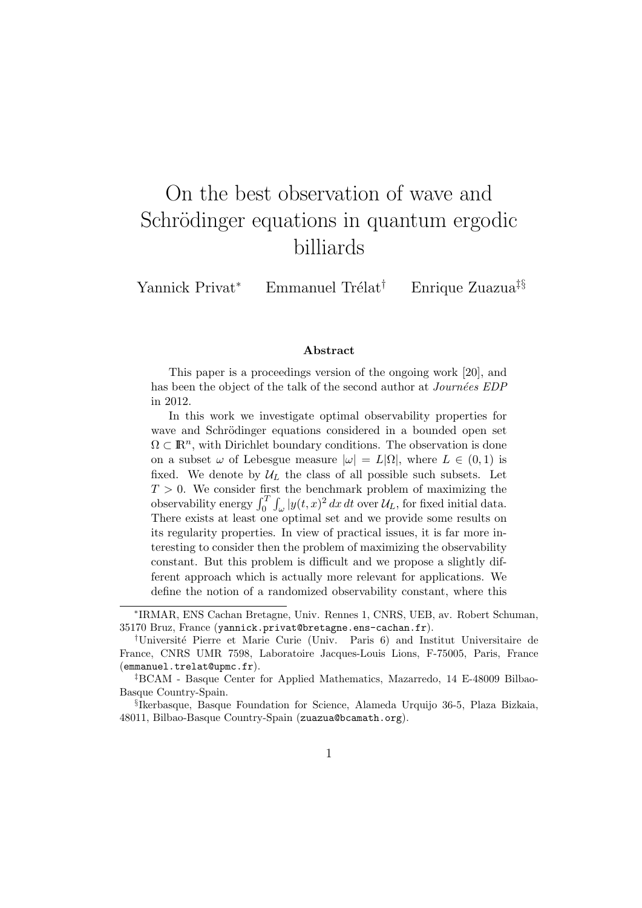# On the best observation of wave and Schrödinger equations in quantum ergodic billiards

Yannick Privat[*] Emmanuel Trélat[†] Enrique Zuazua[‡§]

### Abstract

This paper is a proceedings version of the ongoing work [20], and has been the object of the talk of the second author at *Journées EDP* in 2012.

In this work we investigate optimal observability properties for wave and Schrödinger equations considered in a bounded open set $\Omega \subset \mathbb{R}^n$, with Dirichlet boundary conditions. The observation is done on a subset $\omega$ of Lebesgue measure $|\omega| = L|\Omega|$, where $L \in (0,1)$ is fixed. We denote by $\mathcal{U}_L$ the class of all possible such subsets. Let $T > 0$. We consider first the benchmark problem of maximizing the observability energy $\int_0^T \int_\omega |y(t,x)|^2 \, dx \, dt$ over $\mathcal{U}_L$, for fixed initial data. There exists at least one optimal set and we provide some results on its regularity properties. In view of practical issues, it is far more interesting to consider then the problem of maximizing the observability constant. But this problem is difficult and we propose a slightly different approach which is actually more relevant for applications. We define the notion of a randomized observability constant, where this

---

[*] IRMAR, ENS Cachan Bretagne, Univ. Rennes 1, CNRS, UEB, av. Robert Schuman, 35170 Bruz, France (yannick.privat@bretagne.ens-cachan.fr).

[†] Université Pierre et Marie Curie (Univ. Paris 6) and Institut Universitaire de France, CNRS UMR 7598, Laboratoire Jacques-Louis Lions, F-75005, Paris, France (emmanuel.trelat@upmc.fr).

[‡] BCAM - Basque Center for Applied Mathematics, Mazarredo, 14 E-48009 Bilbao-Basque Country-Spain.

[§] Ikerbasque, Basque Foundation for Science, Alameda Urquijo 36-5, Plaza Bizkaia, 48011, Bilbao-Basque Country-Spain (zuazua@bcamath.org).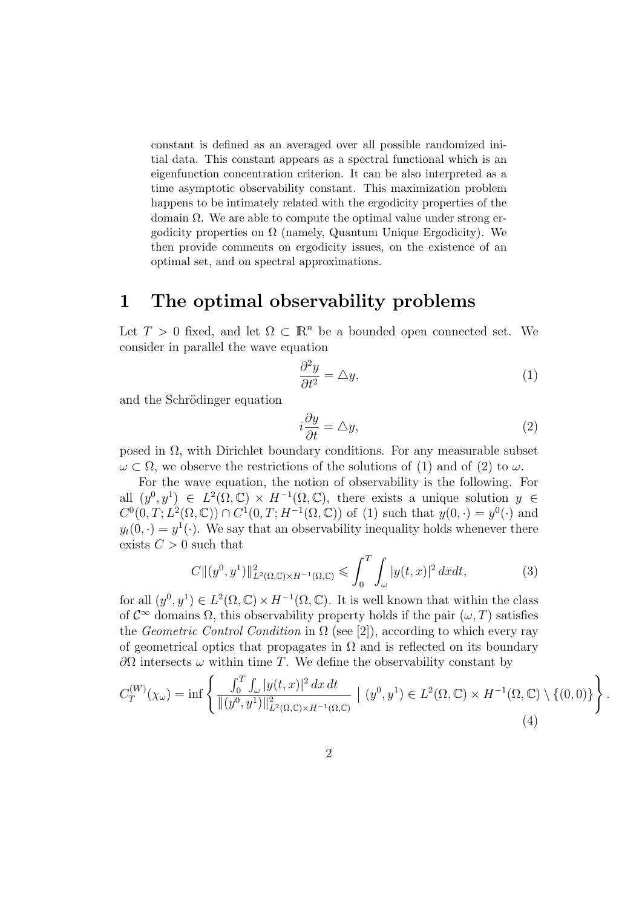constant is defined as an averaged over all possible randomized initial data. This constant appears as a spectral functional which is an eigenfunction concentration criterion. It can be also interpreted as a time asymptotic observability constant. This maximization problem happens to be intimately related with the ergodicity properties of the domain $\Omega$. We are able to compute the optimal value under strong ergodicity properties on $\Omega$ (namely, Quantum Unique Ergodicity). We then provide comments on ergodicity issues, on the existence of an optimal set, and on spectral approximations.

# 1 The optimal observability problems

Let $T > 0$ fixed, and let $\Omega \subset \mathbb{R}^n$ be a bounded open connected set. We consider in parallel the wave equation

$$\frac{\partial^2 y}{\partial t^2} = \triangle y, \tag{1}$$

and the Schrödinger equation

$$i\frac{\partial y}{\partial t} = \triangle y, \tag{2}$$

posed in $\Omega$, with Dirichlet boundary conditions. For any measurable subset $\omega \subset \Omega$, we observe the restrictions of the solutions of (1) and of (2) to $\omega$.

For the wave equation, the notion of observability is the following. For all $(y^0, y^1) \in L^2(\Omega, \mathbb{C}) \times H^{-1}(\Omega, \mathbb{C})$, there exists a unique solution $y \in C^0(0, T; L^2(\Omega, \mathbb{C})) \cap C^1(0, T; H^{-1}(\Omega, \mathbb{C}))$ of (1) such that $y(0, \cdot) = y^0(\cdot)$ and $y_t(0, \cdot) = y^1(\cdot)$. We say that an observability inequality holds whenever there exists $C > 0$ such that

$$C\|(y^0, y^1)\|^2_{L^2(\Omega,\mathbb{C})\times H^{-1}(\Omega,\mathbb{C})} \leqslant \int_0^T \int_\omega |y(t, x)|^2 \, dxdt, \tag{3}$$

for all $(y^0, y^1) \in L^2(\Omega, \mathbb{C}) \times H^{-1}(\Omega, \mathbb{C})$. It is well known that within the class of $\mathcal{C}^\infty$ domains $\Omega$, this observability property holds if the pair $(\omega, T)$ satisfies the *Geometric Control Condition* in $\Omega$ (see [2]), according to which every ray of geometrical optics that propagates in $\Omega$ and is reflected on its boundary $\partial\Omega$ intersects $\omega$ within time $T$. We define the observability constant by

$$C_T^{(W)}(\chi_\omega) = \inf \left\{ \frac{\int_0^T \int_\omega |y(t, x)|^2 \, dx \, dt}{\|(y^0, y^1)\|^2_{L^2(\Omega,\mathbb{C})\times H^{-1}(\Omega,\mathbb{C})}} \ \Big| \ (y^0, y^1) \in L^2(\Omega, \mathbb{C}) \times H^{-1}(\Omega, \mathbb{C}) \setminus \{(0, 0)\} \right\}. \tag{4}$$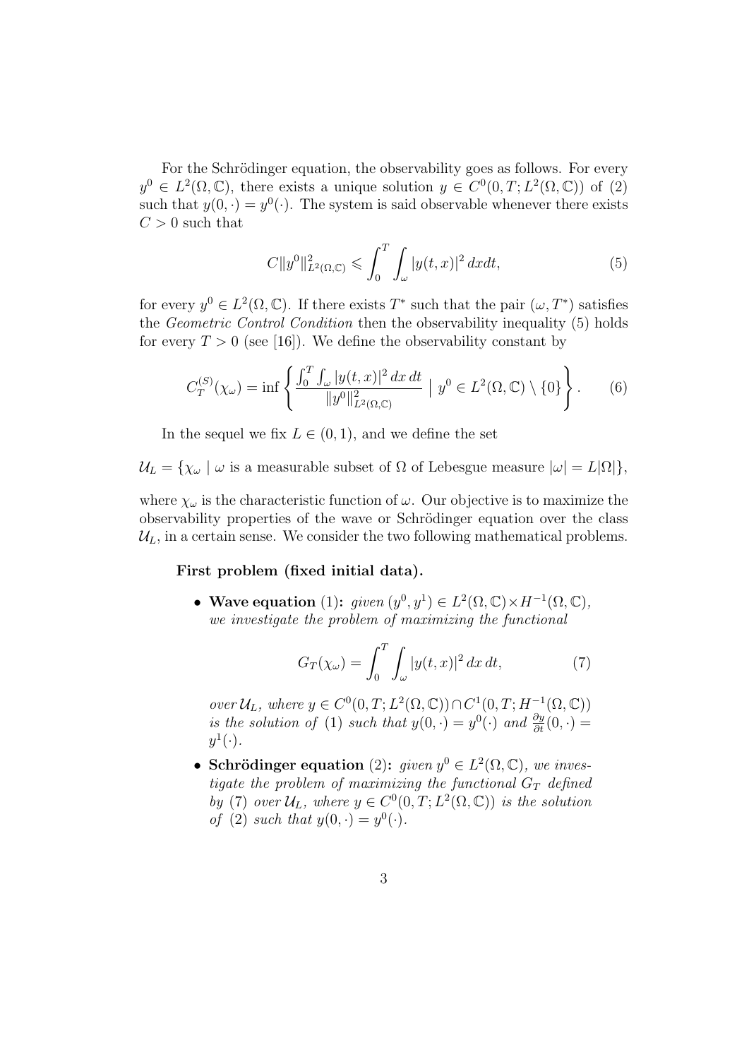For the Schrödinger equation, the observability goes as follows. For every $y^0 \in L^2(\Omega, \mathbb{C})$, there exists a unique solution $y \in C^0(0, T; L^2(\Omega, \mathbb{C}))$ of (2) such that $y(0, \cdot) = y^0(\cdot)$. The system is said observable whenever there exists $C > 0$ such that

$$C\|y^0\|^2_{L^2(\Omega,\mathbb{C})} \leqslant \int_0^T \int_\omega |y(t, x)|^2 \, dxdt, \tag{5}$$

for every $y^0 \in L^2(\Omega, \mathbb{C})$. If there exists $T^*$ such that the pair $(\omega, T^*)$ satisfies the *Geometric Control Condition* then the observability inequality (5) holds for every $T > 0$ (see [16]). We define the observability constant by

$$C_T^{(S)}(\chi_\omega) = \inf \left\{ \frac{\int_0^T \int_\omega |y(t, x)|^2 \, dx \, dt}{\|y^0\|^2_{L^2(\Omega,\mathbb{C})}} \mid y^0 \in L^2(\Omega, \mathbb{C}) \setminus \{0\} \right\}. \tag{6}$$

In the sequel we fix $L \in (0, 1)$, and we define the set

$$\mathcal{U}_L = \{\chi_\omega \mid \omega \text{ is a measurable subset of } \Omega \text{ of Lebesgue measure } |\omega| = L|\Omega|\},$$

where $\chi_\omega$ is the characteristic function of $\omega$. Our objective is to maximize the observability properties of the wave or Schrödinger equation over the class $\mathcal{U}_L$, in a certain sense. We consider the two following mathematical problems.

**First problem (fixed initial data).**

- **Wave equation** (1)**:** *given* $(y^0, y^1) \in L^2(\Omega, \mathbb{C}) \times H^{-1}(\Omega, \mathbb{C})$, *we investigate the problem of maximizing the functional*

$$G_T(\chi_\omega) = \int_0^T \int_\omega |y(t, x)|^2 \, dx \, dt, \tag{7}$$

*over* $\mathcal{U}_L$*, where* $y \in C^0(0, T; L^2(\Omega, \mathbb{C})) \cap C^1(0, T; H^{-1}(\Omega, \mathbb{C}))$ *is the solution of* (1) *such that* $y(0, \cdot) = y^0(\cdot)$ *and* $\frac{\partial y}{\partial t}(0, \cdot) = y^1(\cdot)$.

- **Schrödinger equation** (2)**:** *given* $y^0 \in L^2(\Omega, \mathbb{C})$*, we investigate the problem of maximizing the functional* $G_T$ *defined by* (7) *over* $\mathcal{U}_L$*, where* $y \in C^0(0, T; L^2(\Omega, \mathbb{C}))$ *is the solution of* (2) *such that* $y(0, \cdot) = y^0(\cdot)$.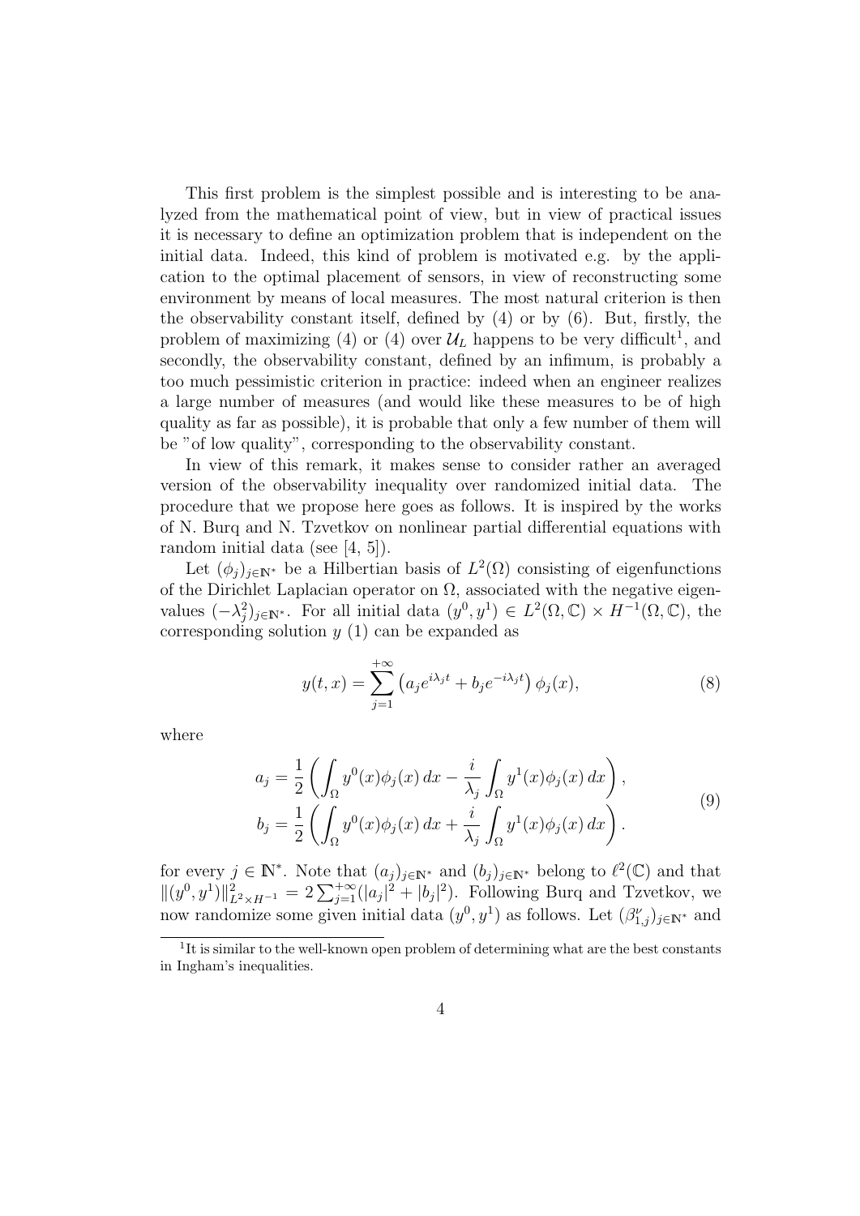This first problem is the simplest possible and is interesting to be analyzed from the mathematical point of view, but in view of practical issues it is necessary to define an optimization problem that is independent on the initial data. Indeed, this kind of problem is motivated e.g. by the application to the optimal placement of sensors, in view of reconstructing some environment by means of local measures. The most natural criterion is then the observability constant itself, defined by (4) or by (6). But, firstly, the problem of maximizing (4) or (4) over $\mathcal{U}_L$ happens to be very difficult[1], and secondly, the observability constant, defined by an infimum, is probably a too much pessimistic criterion in practice: indeed when an engineer realizes a large number of measures (and would like these measures to be of high quality as far as possible), it is probable that only a few number of them will be "of low quality", corresponding to the observability constant.

In view of this remark, it makes sense to consider rather an averaged version of the observability inequality over randomized initial data. The procedure that we propose here goes as follows. It is inspired by the works of N. Burq and N. Tzvetkov on nonlinear partial differential equations with random initial data (see [4, 5]).

Let $(\phi_j)_{j\in\mathbb{N}^*}$ be a Hilbertian basis of $L^2(\Omega)$ consisting of eigenfunctions of the Dirichlet Laplacian operator on $\Omega$, associated with the negative eigenvalues $(-\lambda_j^2)_{j\in\mathbb{N}^*}$. For all initial data $(y^0, y^1) \in L^2(\Omega, \mathbb{C}) \times H^{-1}(\Omega, \mathbb{C})$, the corresponding solution $y$ (1) can be expanded as

$$y(t,x) = \sum_{j=1}^{+\infty} \left( a_j e^{i\lambda_j t} + b_j e^{-i\lambda_j t} \right) \phi_j(x), \tag{8}$$

where

$$\begin{aligned} a_j &= \frac{1}{2} \left( \int_\Omega y^0(x)\phi_j(x)\, dx - \frac{i}{\lambda_j} \int_\Omega y^1(x)\phi_j(x)\, dx \right), \\ b_j &= \frac{1}{2} \left( \int_\Omega y^0(x)\phi_j(x)\, dx + \frac{i}{\lambda_j} \int_\Omega y^1(x)\phi_j(x)\, dx \right). \end{aligned} \tag{9}$$

for every $j \in \mathbb{N}^*$. Note that $(a_j)_{j\in\mathbb{N}^*}$ and $(b_j)_{j\in\mathbb{N}^*}$ belong to $\ell^2(\mathbb{C})$ and that $\|(y^0, y^1)\|^2_{L^2\times H^{-1}} = 2\sum_{j=1}^{+\infty}(|a_j|^2 + |b_j|^2)$. Following Burq and Tzvetkov, we now randomize some given initial data $(y^0, y^1)$ as follows. Let $(\beta_{1,j}^\nu)_{j\in\mathbb{N}^*}$ and

[1] It is similar to the well-known open problem of determining what are the best constants in Ingham's inequalities.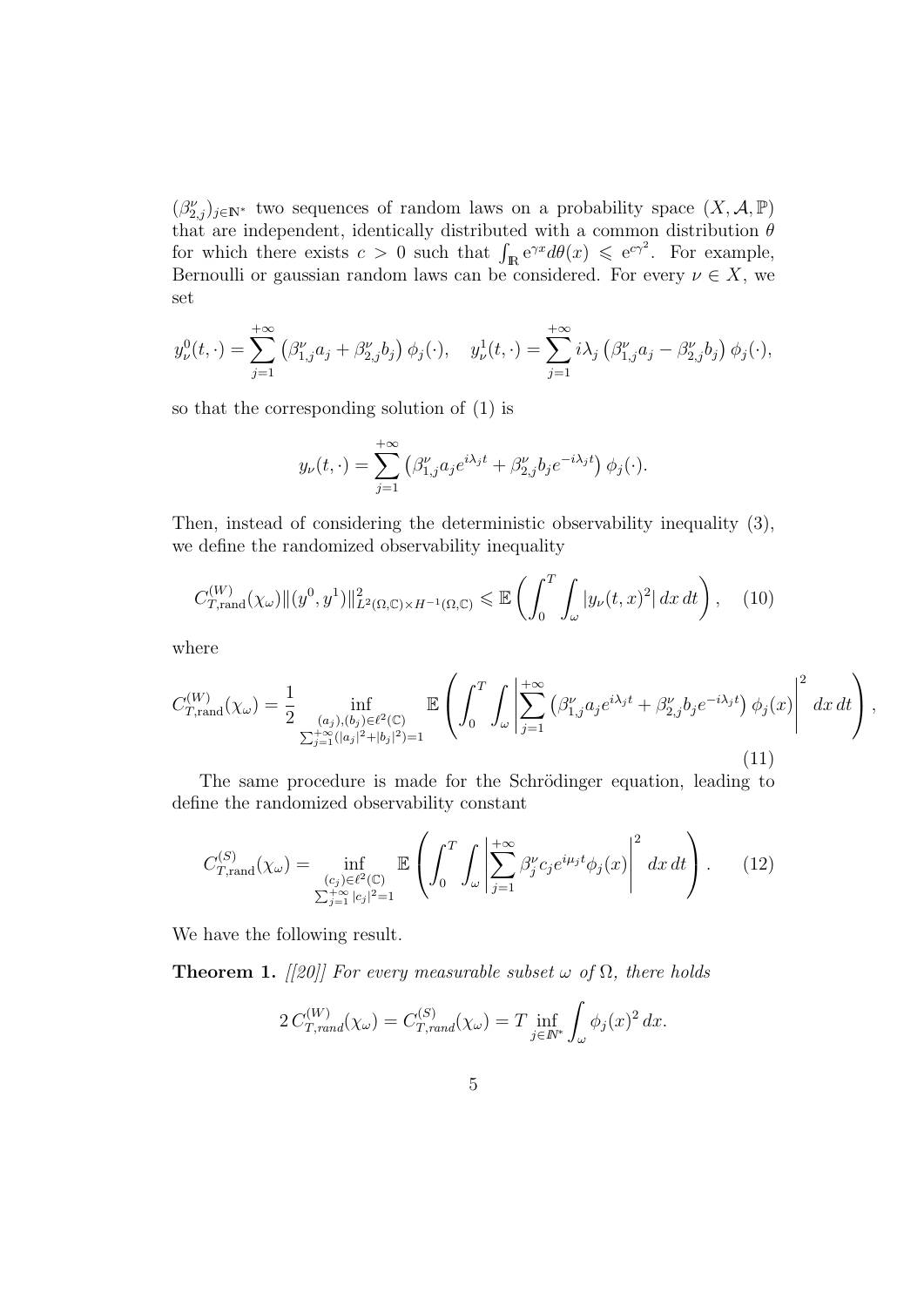$(\beta^\nu_{2,j})_{j\in\mathbb{N}^*}$ two sequences of random laws on a probability space $(X, \mathcal{A}, \mathbb{P})$ that are independent, identically distributed with a common distribution $\theta$ for which there exists $c > 0$ such that $\int_{\mathbb{R}} e^{\gamma x} d\theta(x) \leqslant e^{c\gamma^2}$. For example, Bernoulli or gaussian random laws can be considered. For every $\nu \in X$, we set

$$y^0_\nu(t,\cdot) = \sum_{j=1}^{+\infty} \left(\beta^\nu_{1,j} a_j + \beta^\nu_{2,j} b_j\right) \phi_j(\cdot), \quad y^1_\nu(t,\cdot) = \sum_{j=1}^{+\infty} i\lambda_j \left(\beta^\nu_{1,j} a_j - \beta^\nu_{2,j} b_j\right) \phi_j(\cdot),$$

so that the corresponding solution of (1) is

$$y_\nu(t,\cdot) = \sum_{j=1}^{+\infty} \left(\beta^\nu_{1,j} a_j e^{i\lambda_j t} + \beta^\nu_{2,j} b_j e^{-i\lambda_j t}\right) \phi_j(\cdot).$$

Then, instead of considering the deterministic observability inequality (3), we define the randomized observability inequality

$$C^{(W)}_{T,\mathrm{rand}}(\chi_\omega) \|(y^0, y^1)\|^2_{L^2(\Omega,\mathbb{C})\times H^{-1}(\Omega,\mathbb{C})} \leqslant \mathbb{E}\left(\int_0^T \int_\omega |y_\nu(t,x)^2|\, dx\, dt\right), \quad (10)$$

where

$$C^{(W)}_{T,\mathrm{rand}}(\chi_\omega) = \frac{1}{2} \inf_{\substack{(a_j),(b_j)\in\ell^2(\mathbb{C})\\ \sum_{j=1}^{+\infty}(|a_j|^2+|b_j|^2)=1}} \mathbb{E}\left(\int_0^T \int_\omega \left|\sum_{j=1}^{+\infty} \left(\beta^\nu_{1,j} a_j e^{i\lambda_j t} + \beta^\nu_{2,j} b_j e^{-i\lambda_j t}\right) \phi_j(x)\right|^2 dx\, dt\right), \quad (11)$$

The same procedure is made for the Schrödinger equation, leading to define the randomized observability constant

$$C^{(S)}_{T,\mathrm{rand}}(\chi_\omega) = \inf_{\substack{(c_j)\in\ell^2(\mathbb{C})\\ \sum_{j=1}^{+\infty}|c_j|^2=1}} \mathbb{E}\left(\int_0^T \int_\omega \left|\sum_{j=1}^{+\infty} \beta^\nu_j c_j e^{i\mu_j t} \phi_j(x)\right|^2 dx\, dt\right). \quad (12)$$

We have the following result.

**Theorem 1.** *[[20]] For every measurable subset $\omega$ of $\Omega$, there holds*

$$2\, C^{(W)}_{T,rand}(\chi_\omega) = C^{(S)}_{T,rand}(\chi_\omega) = T \inf_{j\in\mathbb{N}^*} \int_\omega \phi_j(x)^2\, dx.$$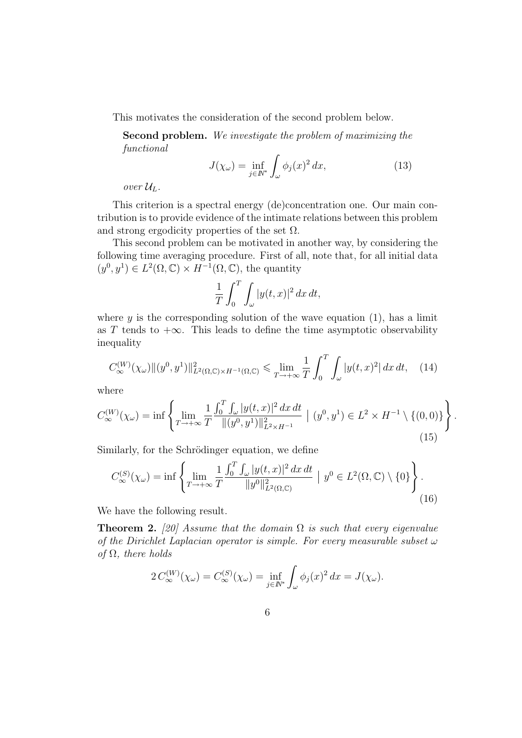This motivates the consideration of the second problem below.

**Second problem.** *We investigate the problem of maximizing the functional*

$$J(\chi_\omega) = \inf_{j \in \mathbb{N}^*} \int_\omega \phi_j(x)^2 \, dx, \tag{13}$$

*over* $\mathcal{U}_L$.

This criterion is a spectral energy (de)concentration one. Our main contribution is to provide evidence of the intimate relations between this problem and strong ergodicity properties of the set $\Omega$.

This second problem can be motivated in another way, by considering the following time averaging procedure. First of all, note that, for all initial data $(y^0, y^1) \in L^2(\Omega, \mathbb{C}) \times H^{-1}(\Omega, \mathbb{C})$, the quantity

$$\frac{1}{T} \int_0^T \int_\omega |y(t,x)|^2 \, dx \, dt,$$

where $y$ is the corresponding solution of the wave equation (1), has a limit as $T$ tends to $+\infty$. This leads to define the time asymptotic observability inequality

$$C_\infty^{(W)}(\chi_\omega) \|(y^0, y^1)\|^2_{L^2(\Omega,\mathbb{C}) \times H^{-1}(\Omega,\mathbb{C})} \leqslant \lim_{T \to +\infty} \frac{1}{T} \int_0^T \int_\omega |y(t,x)^2| \, dx \, dt, \tag{14}$$

where

$$C_\infty^{(W)}(\chi_\omega) = \inf \left\{ \lim_{T \to +\infty} \frac{1}{T} \frac{\int_0^T \int_\omega |y(t,x)|^2 \, dx \, dt}{\|(y^0, y^1)\|^2_{L^2 \times H^{-1}}} \;\middle|\; (y^0, y^1) \in L^2 \times H^{-1} \setminus \{(0,0)\} \right\}. \tag{15}$$

Similarly, for the Schrödinger equation, we define

$$C_\infty^{(S)}(\chi_\omega) = \inf \left\{ \lim_{T \to +\infty} \frac{1}{T} \frac{\int_0^T \int_\omega |y(t,x)|^2 \, dx \, dt}{\|y^0\|^2_{L^2(\Omega,\mathbb{C})}} \;\middle|\; y^0 \in L^2(\Omega, \mathbb{C}) \setminus \{0\} \right\}. \tag{16}$$

We have the following result.

**Theorem 2.** *[20] Assume that the domain $\Omega$ is such that every eigenvalue of the Dirichlet Laplacian operator is simple. For every measurable subset $\omega$ of $\Omega$, there holds*

$$2\, C_\infty^{(W)}(\chi_\omega) = C_\infty^{(S)}(\chi_\omega) = \inf_{j \in \mathbb{N}^*} \int_\omega \phi_j(x)^2 \, dx = J(\chi_\omega).$$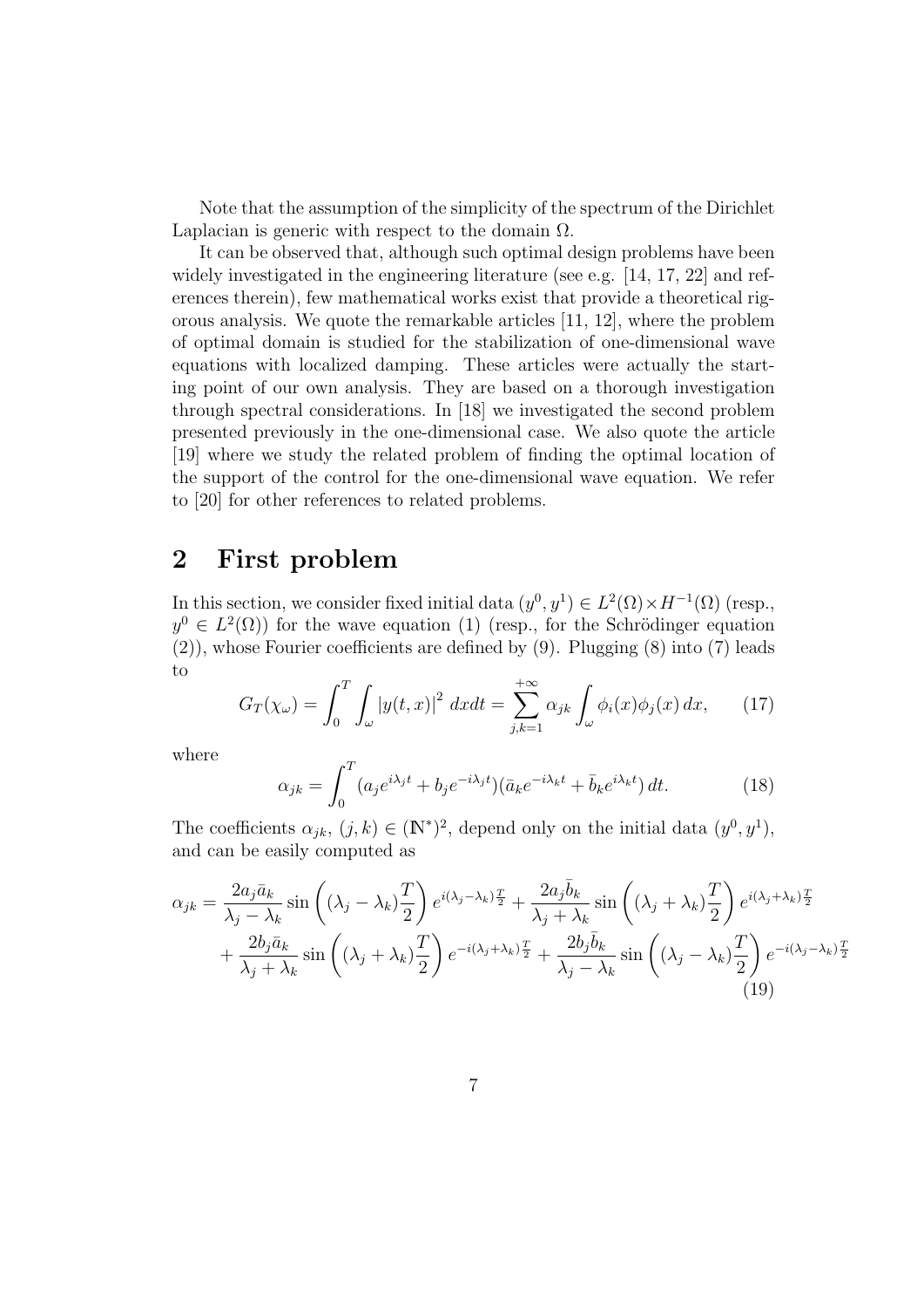Note that the assumption of the simplicity of the spectrum of the Dirichlet Laplacian is generic with respect to the domain $\Omega$.

It can be observed that, although such optimal design problems have been widely investigated in the engineering literature (see e.g. [14, 17, 22] and references therein), few mathematical works exist that provide a theoretical rigorous analysis. We quote the remarkable articles [11, 12], where the problem of optimal domain is studied for the stabilization of one-dimensional wave equations with localized damping. These articles were actually the starting point of our own analysis. They are based on a thorough investigation through spectral considerations. In [18] we investigated the second problem presented previously in the one-dimensional case. We also quote the article [19] where we study the related problem of finding the optimal location of the support of the control for the one-dimensional wave equation. We refer to [20] for other references to related problems.

## 2 First problem

In this section, we consider fixed initial data $(y^0, y^1) \in L^2(\Omega) \times H^{-1}(\Omega)$ (resp., $y^0 \in L^2(\Omega)$) for the wave equation (1) (resp., for the Schrödinger equation (2)), whose Fourier coefficients are defined by (9). Plugging (8) into (7) leads to

$$G_T(\chi_\omega) = \int_0^T \int_\omega |y(t,x)|^2 \, dxdt = \sum_{j,k=1}^{+\infty} \alpha_{jk} \int_\omega \phi_i(x)\phi_j(x)\, dx, \tag{17}$$

where

$$\alpha_{jk} = \int_0^T (a_j e^{i\lambda_j t} + b_j e^{-i\lambda_j t})(\bar{a}_k e^{-i\lambda_k t} + \bar{b}_k e^{i\lambda_k t})\, dt. \tag{18}$$

The coefficients $\alpha_{jk}$, $(j,k) \in (\mathbb{N}^*)^2$, depend only on the initial data $(y^0, y^1)$, and can be easily computed as

$$\begin{aligned}
\alpha_{jk} = {} & \frac{2a_j\bar{a}_k}{\lambda_j - \lambda_k} \sin\left((\lambda_j - \lambda_k)\frac{T}{2}\right) e^{i(\lambda_j - \lambda_k)\frac{T}{2}} + \frac{2a_j\bar{b}_k}{\lambda_j + \lambda_k} \sin\left((\lambda_j + \lambda_k)\frac{T}{2}\right) e^{i(\lambda_j + \lambda_k)\frac{T}{2}} \\
& + \frac{2b_j\bar{a}_k}{\lambda_j + \lambda_k} \sin\left((\lambda_j + \lambda_k)\frac{T}{2}\right) e^{-i(\lambda_j + \lambda_k)\frac{T}{2}} + \frac{2b_j\bar{b}_k}{\lambda_j - \lambda_k} \sin\left((\lambda_j - \lambda_k)\frac{T}{2}\right) e^{-i(\lambda_j - \lambda_k)\frac{T}{2}}
\end{aligned} \tag{19}$$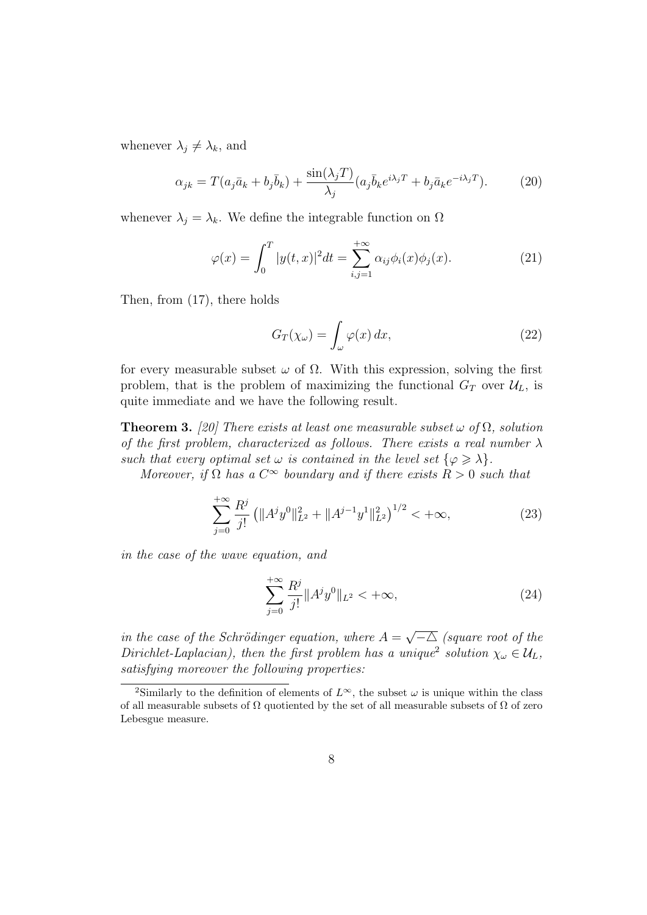whenever $\lambda_j \neq \lambda_k$, and

$$\alpha_{jk} = T(a_j\bar{a}_k + b_j\bar{b}_k) + \frac{\sin(\lambda_j T)}{\lambda_j}(a_j\bar{b}_k e^{i\lambda_j T} + b_j\bar{a}_k e^{-i\lambda_j T}). \tag{20}$$

whenever $\lambda_j = \lambda_k$. We define the integrable function on $\Omega$

$$\varphi(x) = \int_0^T |y(t,x)|^2 dt = \sum_{i,j=1}^{+\infty} \alpha_{ij}\phi_i(x)\phi_j(x). \tag{21}$$

Then, from (17), there holds

$$G_T(\chi_\omega) = \int_\omega \varphi(x)\, dx, \tag{22}$$

for every measurable subset $\omega$ of $\Omega$. With this expression, solving the first problem, that is the problem of maximizing the functional $G_T$ over $\mathcal{U}_L$, is quite immediate and we have the following result.

**Theorem 3.** *[20] There exists at least one measurable subset $\omega$ of $\Omega$, solution of the first problem, characterized as follows. There exists a real number $\lambda$ such that every optimal set $\omega$ is contained in the level set $\{\varphi \geqslant \lambda\}$.*

*Moreover, if $\Omega$ has a $C^\infty$ boundary and if there exists $R > 0$ such that*

$$\sum_{j=0}^{+\infty} \frac{R^j}{j!} \left( \|A^j y^0\|_{L^2}^2 + \|A^{j-1} y^1\|_{L^2}^2 \right)^{1/2} < +\infty, \tag{23}$$

*in the case of the wave equation, and*

$$\sum_{j=0}^{+\infty} \frac{R^j}{j!} \|A^j y^0\|_{L^2} < +\infty, \tag{24}$$

*in the case of the Schrödinger equation, where $A = \sqrt{-\triangle}$ (square root of the Dirichlet-Laplacian), then the first problem has a unique[2] solution $\chi_\omega \in \mathcal{U}_L$, satisfying moreover the following properties:*

[2]Similarly to the definition of elements of $L^\infty$, the subset $\omega$ is unique within the class of all measurable subsets of $\Omega$ quotiented by the set of all measurable subsets of $\Omega$ of zero Lebesgue measure.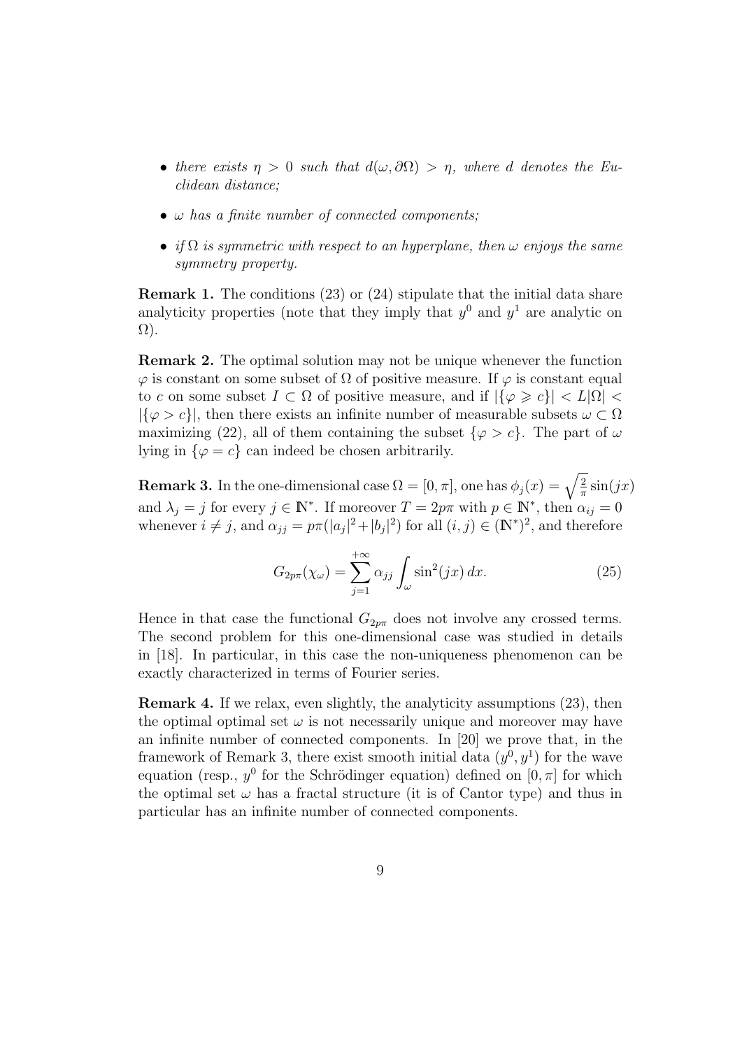- *there exists $\eta > 0$ such that $d(\omega, \partial\Omega) > \eta$, where $d$ denotes the Euclidean distance;*
- *$\omega$ has a finite number of connected components;*
- *if $\Omega$ is symmetric with respect to an hyperplane, then $\omega$ enjoys the same symmetry property.*

**Remark 1.** The conditions (23) or (24) stipulate that the initial data share analyticity properties (note that they imply that $y^0$ and $y^1$ are analytic on $\Omega$).

**Remark 2.** The optimal solution may not be unique whenever the function $\varphi$ is constant on some subset of $\Omega$ of positive measure. If $\varphi$ is constant equal to $c$ on some subset $I \subset \Omega$ of positive measure, and if $|\{\varphi \geqslant c\}| < L|\Omega| < |\{\varphi > c\}|$, then there exists an infinite number of measurable subsets $\omega \subset \Omega$ maximizing (22), all of them containing the subset $\{\varphi > c\}$. The part of $\omega$ lying in $\{\varphi = c\}$ can indeed be chosen arbitrarily.

**Remark 3.** In the one-dimensional case $\Omega = [0, \pi]$, one has $\phi_j(x) = \sqrt{\frac{2}{\pi}} \sin(jx)$ and $\lambda_j = j$ for every $j \in \mathbb{N}^*$. If moreover $T = 2p\pi$ with $p \in \mathbb{N}^*$, then $\alpha_{ij} = 0$ whenever $i \neq j$, and $\alpha_{jj} = p\pi(|a_j|^2 + |b_j|^2)$ for all $(i, j) \in (\mathbb{N}^*)^2$, and therefore

$$G_{2p\pi}(\chi_\omega) = \sum_{j=1}^{+\infty} \alpha_{jj} \int_\omega \sin^2(jx)\, dx. \tag{25}$$

Hence in that case the functional $G_{2p\pi}$ does not involve any crossed terms. The second problem for this one-dimensional case was studied in details in [18]. In particular, in this case the non-uniqueness phenomenon can be exactly characterized in terms of Fourier series.

**Remark 4.** If we relax, even slightly, the analyticity assumptions (23), then the optimal optimal set $\omega$ is not necessarily unique and moreover may have an infinite number of connected components. In [20] we prove that, in the framework of Remark 3, there exist smooth initial data $(y^0, y^1)$ for the wave equation (resp., $y^0$ for the Schrödinger equation) defined on $[0, \pi]$ for which the optimal set $\omega$ has a fractal structure (it is of Cantor type) and thus in particular has an infinite number of connected components.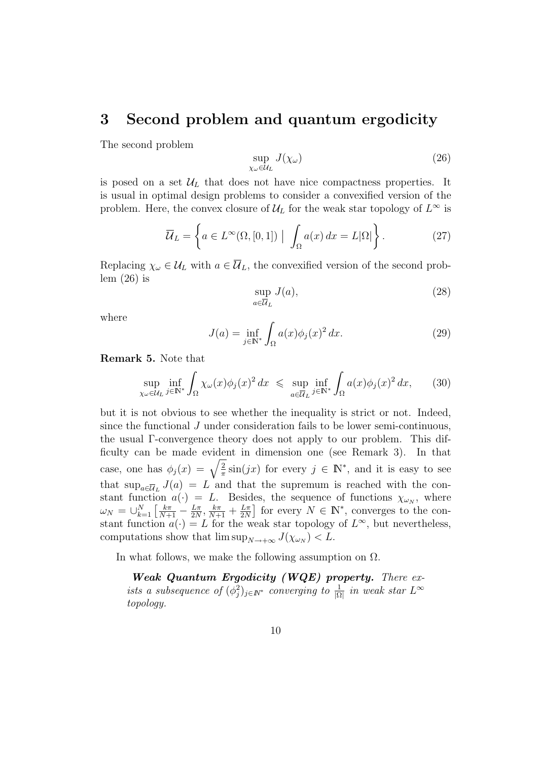## 3 Second problem and quantum ergodicity

The second problem

$$\sup_{\chi_\omega \in \mathcal{U}_L} J(\chi_\omega) \tag{26}$$

is posed on a set $\mathcal{U}_L$ that does not have nice compactness properties. It is usual in optimal design problems to consider a convexified version of the problem. Here, the convex closure of $\mathcal{U}_L$ for the weak star topology of $L^\infty$ is

$$\overline{\mathcal{U}}_L = \left\{ a \in L^\infty(\Omega, [0,1]) \ \Big| \ \int_\Omega a(x)\, dx = L|\Omega| \right\}. \tag{27}$$

Replacing $\chi_\omega \in \mathcal{U}_L$ with $a \in \overline{\mathcal{U}}_L$, the convexified version of the second problem (26) is

$$\sup_{a \in \overline{\mathcal{U}}_L} J(a), \tag{28}$$

where

$$J(a) = \inf_{j \in \mathbb{N}^*} \int_\Omega a(x) \phi_j(x)^2\, dx. \tag{29}$$

**Remark 5.** Note that

$$\sup_{\chi_\omega \in \mathcal{U}_L} \inf_{j \in \mathbb{N}^*} \int_\Omega \chi_\omega(x) \phi_j(x)^2\, dx \ \leqslant \ \sup_{a \in \overline{\mathcal{U}}_L} \inf_{j \in \mathbb{N}^*} \int_\Omega a(x) \phi_j(x)^2\, dx, \tag{30}$$

but it is not obvious to see whether the inequality is strict or not. Indeed, since the functional $J$ under consideration fails to be lower semi-continuous, the usual $\Gamma$-convergence theory does not apply to our problem. This difficulty can be made evident in dimension one (see Remark 3). In that case, one has $\phi_j(x) = \sqrt{\frac{2}{\pi}} \sin(jx)$ for every $j \in \mathbb{N}^*$, and it is easy to see that $\sup_{a \in \overline{\mathcal{U}}_L} J(a) = L$ and that the supremum is reached with the constant function $a(\cdot) = L$. Besides, the sequence of functions $\chi_{\omega_N}$, where $\omega_N = \cup_{k=1}^N \left[ \frac{k\pi}{N+1} - \frac{L\pi}{2N}, \frac{k\pi}{N+1} + \frac{L\pi}{2N} \right]$ for every $N \in \mathbb{N}^*$, converges to the constant function $a(\cdot) = L$ for the weak star topology of $L^\infty$, but nevertheless, computations show that $\limsup_{N \to +\infty} J(\chi_{\omega_N}) < L$.

In what follows, we make the following assumption on $\Omega$.

***Weak Quantum Ergodicity (WQE) property.*** *There exists a subsequence of $(\phi_j^2)_{j \in \mathbb{N}^*}$ converging to $\frac{1}{|\Omega|}$ in weak star $L^\infty$ topology.*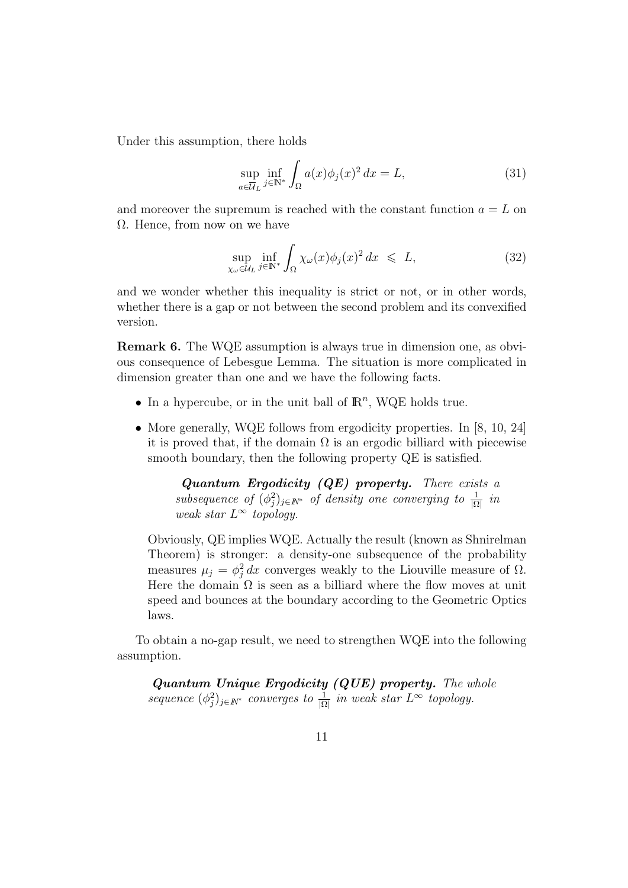Under this assumption, there holds

$$\sup_{a \in \overline{\mathcal{U}}_L} \inf_{j \in \mathbb{N}^*} \int_\Omega a(x) \phi_j(x)^2 \, dx = L, \tag{31}$$

and moreover the supremum is reached with the constant function $a = L$ on $\Omega$. Hence, from now on we have

$$\sup_{\chi_\omega \in \mathcal{U}_L} \inf_{j \in \mathbb{N}^*} \int_\Omega \chi_\omega(x) \phi_j(x)^2 \, dx \;\leqslant\; L, \tag{32}$$

and we wonder whether this inequality is strict or not, or in other words, whether there is a gap or not between the second problem and its convexified version.

**Remark 6.** The WQE assumption is always true in dimension one, as obvious consequence of Lebesgue Lemma. The situation is more complicated in dimension greater than one and we have the following facts.

- In a hypercube, or in the unit ball of $\mathbb{R}^n$, WQE holds true.
- More generally, WQE follows from ergodicity properties. In [8, 10, 24] it is proved that, if the domain $\Omega$ is an ergodic billiard with piecewise smooth boundary, then the following property QE is satisfied.

  ***Quantum Ergodicity (QE) property.*** *There exists a subsequence of $(\phi_j^2)_{j \in \mathbb{N}^*}$ of density one converging to $\frac{1}{|\Omega|}$ in weak star $L^\infty$ topology.*

  Obviously, QE implies WQE. Actually the result (known as Shnirelman Theorem) is stronger: a density-one subsequence of the probability measures $\mu_j = \phi_j^2 \, dx$ converges weakly to the Liouville measure of $\Omega$. Here the domain $\Omega$ is seen as a billiard where the flow moves at unit speed and bounces at the boundary according to the Geometric Optics laws.

To obtain a no-gap result, we need to strengthen WQE into the following assumption.

***Quantum Unique Ergodicity (QUE) property.*** *The whole sequence $(\phi_j^2)_{j \in \mathbb{N}^*}$ converges to $\frac{1}{|\Omega|}$ in weak star $L^\infty$ topology.*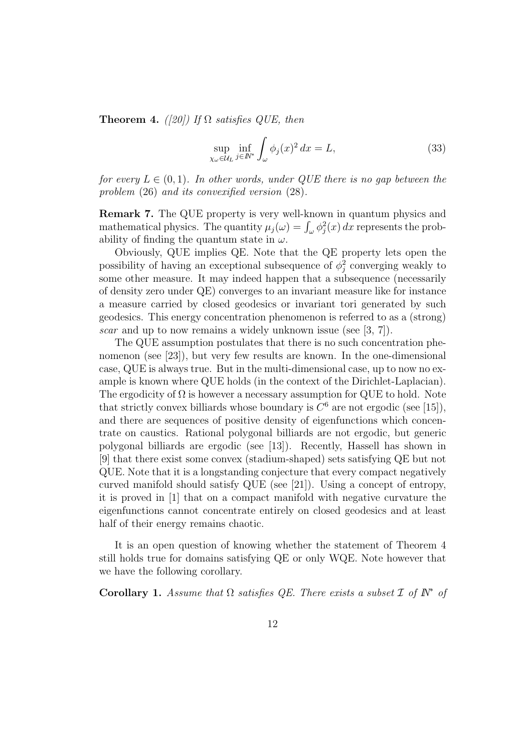**Theorem 4.** *([20]) If $\Omega$ satisfies QUE, then*

$$\sup_{\chi_\omega \in \mathcal{U}_L} \inf_{j \in \mathbb{N}^*} \int_\omega \phi_j(x)^2 \, dx = L, \tag{33}$$

*for every $L \in (0, 1)$. In other words, under QUE there is no gap between the problem* (26) *and its convexified version* (28).

**Remark 7.** The QUE property is very well-known in quantum physics and mathematical physics. The quantity $\mu_j(\omega) = \int_\omega \phi_j^2(x)\, dx$ represents the probability of finding the quantum state in $\omega$.

Obviously, QUE implies QE. Note that the QE property lets open the possibility of having an exceptional subsequence of $\phi_j^2$ converging weakly to some other measure. It may indeed happen that a subsequence (necessarily of density zero under QE) converges to an invariant measure like for instance a measure carried by closed geodesics or invariant tori generated by such geodesics. This energy concentration phenomenon is referred to as a (strong) *scar* and up to now remains a widely unknown issue (see [3, 7]).

The QUE assumption postulates that there is no such concentration phenomenon (see [23]), but very few results are known. In the one-dimensional case, QUE is always true. But in the multi-dimensional case, up to now no example is known where QUE holds (in the context of the Dirichlet-Laplacian). The ergodicity of $\Omega$ is however a necessary assumption for QUE to hold. Note that strictly convex billiards whose boundary is $C^6$ are not ergodic (see [15]), and there are sequences of positive density of eigenfunctions which concentrate on caustics. Rational polygonal billiards are not ergodic, but generic polygonal billiards are ergodic (see [13]). Recently, Hassell has shown in [9] that there exist some convex (stadium-shaped) sets satisfying QE but not QUE. Note that it is a longstanding conjecture that every compact negatively curved manifold should satisfy QUE (see [21]). Using a concept of entropy, it is proved in [1] that on a compact manifold with negative curvature the eigenfunctions cannot concentrate entirely on closed geodesics and at least half of their energy remains chaotic.

It is an open question of knowing whether the statement of Theorem 4 still holds true for domains satisfying QE or only WQE. Note however that we have the following corollary.

**Corollary 1.** *Assume that $\Omega$ satisfies QE. There exists a subset $\mathcal{I}$ of $\mathbb{N}^*$ of*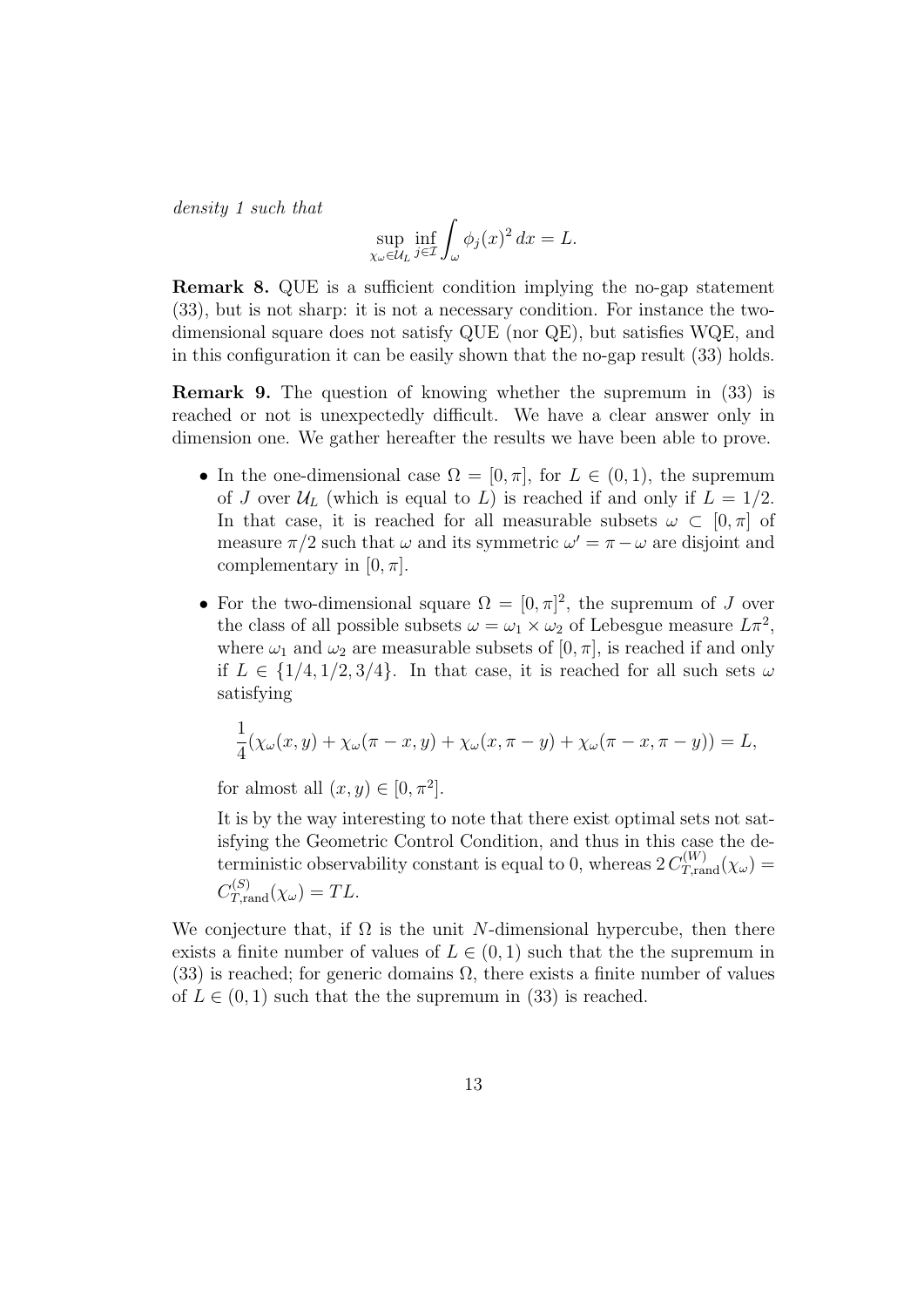*density 1 such that*

$$\sup_{\chi_\omega \in \mathcal{U}_L} \inf_{j \in \mathcal{I}} \int_\omega \phi_j(x)^2 \, dx = L.$$

**Remark 8.** QUE is a sufficient condition implying the no-gap statement (33), but is not sharp: it is not a necessary condition. For instance the two-dimensional square does not satisfy QUE (nor QE), but satisfies WQE, and in this configuration it can be easily shown that the no-gap result (33) holds.

**Remark 9.** The question of knowing whether the supremum in (33) is reached or not is unexpectedly difficult. We have a clear answer only in dimension one. We gather hereafter the results we have been able to prove.

- In the one-dimensional case $\Omega = [0, \pi]$, for $L \in (0, 1)$, the supremum of $J$ over $\mathcal{U}_L$ (which is equal to $L$) is reached if and only if $L = 1/2$. In that case, it is reached for all measurable subsets $\omega \subset [0, \pi]$ of measure $\pi/2$ such that $\omega$ and its symmetric $\omega' = \pi - \omega$ are disjoint and complementary in $[0, \pi]$.

- For the two-dimensional square $\Omega = [0, \pi]^2$, the supremum of $J$ over the class of all possible subsets $\omega = \omega_1 \times \omega_2$ of Lebesgue measure $L\pi^2$, where $\omega_1$ and $\omega_2$ are measurable subsets of $[0, \pi]$, is reached if and only if $L \in \{1/4, 1/2, 3/4\}$. In that case, it is reached for all such sets $\omega$ satisfying

  $$\frac{1}{4}(\chi_\omega(x, y) + \chi_\omega(\pi - x, y) + \chi_\omega(x, \pi - y) + \chi_\omega(\pi - x, \pi - y)) = L,$$

  for almost all $(x, y) \in [0, \pi^2]$.

  It is by the way interesting to note that there exist optimal sets not satisfying the Geometric Control Condition, and thus in this case the deterministic observability constant is equal to 0, whereas $2\, C_{T,\text{rand}}^{(W)}(\chi_\omega) = C_{T,\text{rand}}^{(S)}(\chi_\omega) = TL$.

We conjecture that, if $\Omega$ is the unit $N$-dimensional hypercube, then there exists a finite number of values of $L \in (0, 1)$ such that the the supremum in (33) is reached; for generic domains $\Omega$, there exists a finite number of values of $L \in (0, 1)$ such that the the supremum in (33) is reached.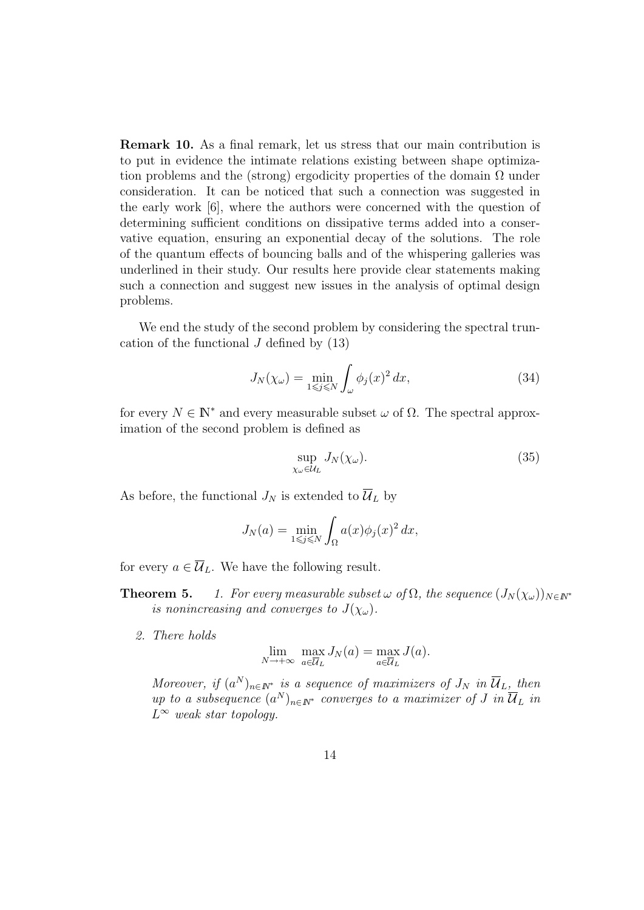**Remark 10.** As a final remark, let us stress that our main contribution is to put in evidence the intimate relations existing between shape optimization problems and the (strong) ergodicity properties of the domain $\Omega$ under consideration. It can be noticed that such a connection was suggested in the early work [6], where the authors were concerned with the question of determining sufficient conditions on dissipative terms added into a conservative equation, ensuring an exponential decay of the solutions. The role of the quantum effects of bouncing balls and of the whispering galleries was underlined in their study. Our results here provide clear statements making such a connection and suggest new issues in the analysis of optimal design problems.

We end the study of the second problem by considering the spectral truncation of the functional $J$ defined by (13)

$$J_N(\chi_\omega) = \min_{1\leqslant j\leqslant N} \int_\omega \phi_j(x)^2 \, dx, \tag{34}$$

for every $N \in \mathbb{N}^*$ and every measurable subset $\omega$ of $\Omega$. The spectral approximation of the second problem is defined as

$$\sup_{\chi_\omega \in \mathcal{U}_L} J_N(\chi_\omega). \tag{35}$$

As before, the functional $J_N$ is extended to $\overline{\mathcal{U}}_L$ by

$$J_N(a) = \min_{1\leqslant j\leqslant N} \int_\Omega a(x)\phi_j(x)^2 \, dx,$$

for every $a \in \overline{\mathcal{U}}_L$. We have the following result.

**Theorem 5.**

1. *For every measurable subset $\omega$ of $\Omega$, the sequence $(J_N(\chi_\omega))_{N\in\mathbb{N}^*}$ is nonincreasing and converges to $J(\chi_\omega)$.*

2. *There holds*

$$\lim_{N\to+\infty} \max_{a\in\overline{\mathcal{U}}_L} J_N(a) = \max_{a\in\overline{\mathcal{U}}_L} J(a).$$

*Moreover, if $(a^N)_{n\in\mathbb{N}^*}$ is a sequence of maximizers of $J_N$ in $\overline{\mathcal{U}}_L$, then up to a subsequence $(a^N)_{n\in\mathbb{N}^*}$ converges to a maximizer of $J$ in $\overline{\mathcal{U}}_L$ in $L^\infty$ weak star topology.*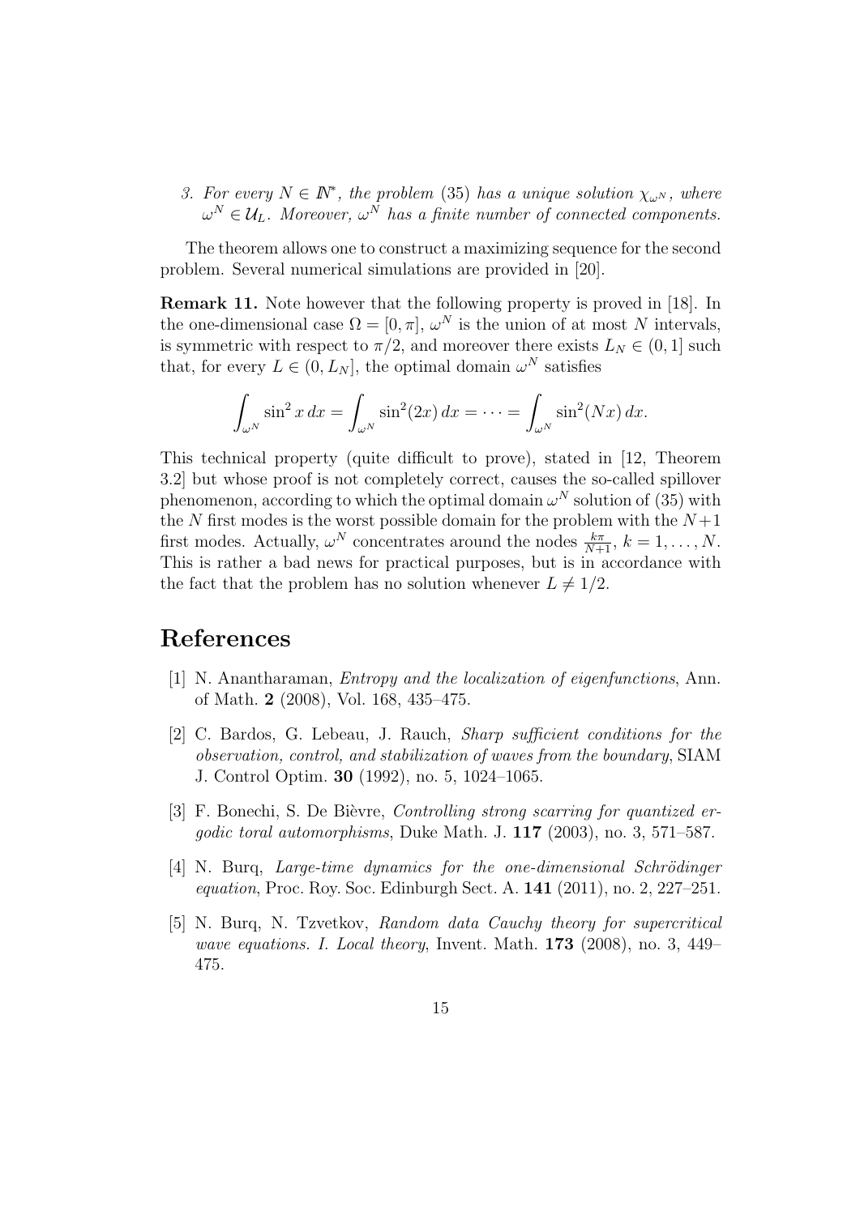*3. For every $N \in I\!N^*$, the problem (35) has a unique solution $\chi_{\omega^N}$, where $\omega^N \in \mathcal{U}_L$. Moreover, $\omega^N$ has a finite number of connected components.*

The theorem allows one to construct a maximizing sequence for the second problem. Several numerical simulations are provided in [20].

**Remark 11.** Note however that the following property is proved in [18]. In the one-dimensional case $\Omega = [0, \pi]$, $\omega^N$ is the union of at most $N$ intervals, is symmetric with respect to $\pi/2$, and moreover there exists $L_N \in (0, 1]$ such that, for every $L \in (0, L_N]$, the optimal domain $\omega^N$ satisfies

$$\int_{\omega^N} \sin^2 x \, dx = \int_{\omega^N} \sin^2(2x) \, dx = \cdots = \int_{\omega^N} \sin^2(Nx) \, dx.$$

This technical property (quite difficult to prove), stated in [12, Theorem 3.2] but whose proof is not completely correct, causes the so-called spillover phenomenon, according to which the optimal domain $\omega^N$ solution of (35) with the $N$ first modes is the worst possible domain for the problem with the $N+1$ first modes. Actually, $\omega^N$ concentrates around the nodes $\frac{k\pi}{N+1}$, $k = 1, \ldots, N$. This is rather a bad news for practical purposes, but is in accordance with the fact that the problem has no solution whenever $L \neq 1/2$.

# References

[1] N. Anantharaman, *Entropy and the localization of eigenfunctions*, Ann. of Math. **2** (2008), Vol. 168, 435–475.

[2] C. Bardos, G. Lebeau, J. Rauch, *Sharp sufficient conditions for the observation, control, and stabilization of waves from the boundary*, SIAM J. Control Optim. **30** (1992), no. 5, 1024–1065.

[3] F. Bonechi, S. De Bièvre, *Controlling strong scarring for quantized ergodic toral automorphisms*, Duke Math. J. **117** (2003), no. 3, 571–587.

[4] N. Burq, *Large-time dynamics for the one-dimensional Schrödinger equation*, Proc. Roy. Soc. Edinburgh Sect. A. **141** (2011), no. 2, 227–251.

[5] N. Burq, N. Tzvetkov, *Random data Cauchy theory for supercritical wave equations. I. Local theory*, Invent. Math. **173** (2008), no. 3, 449–475.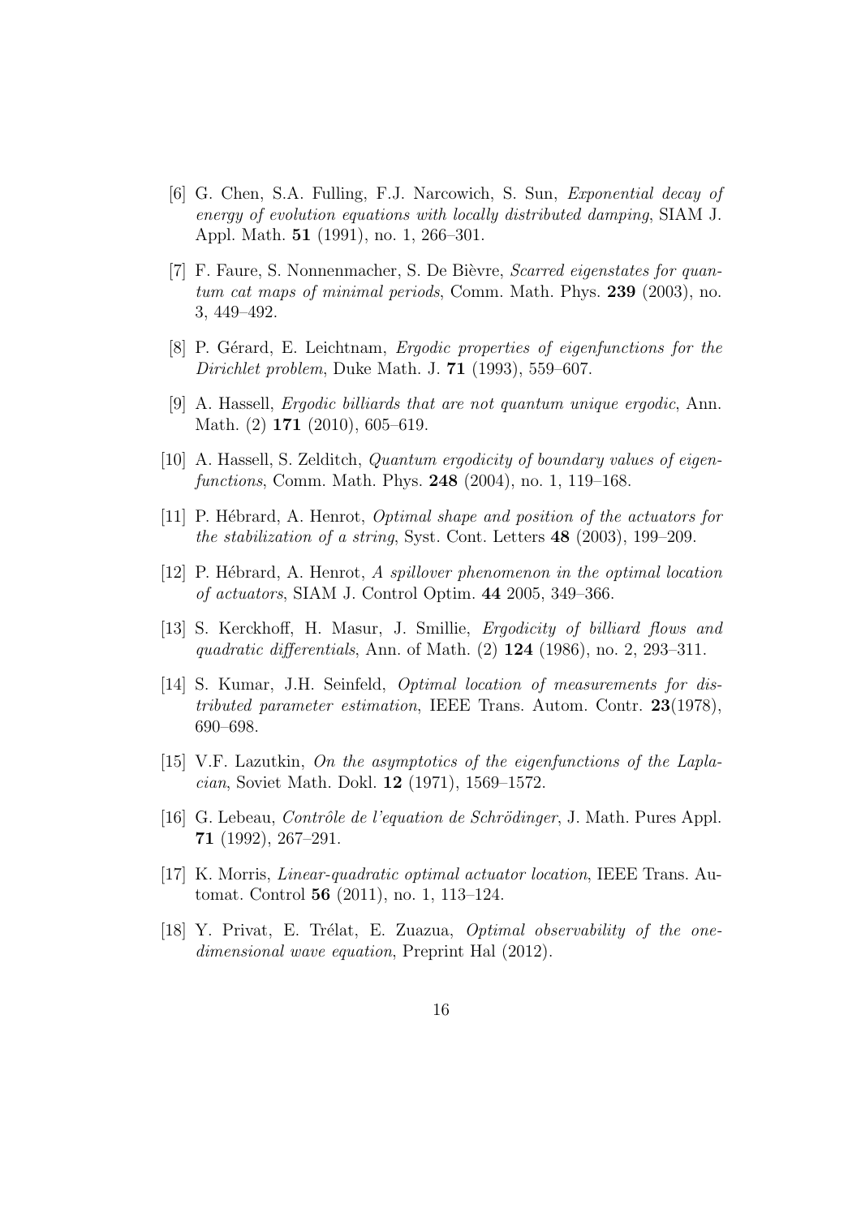[6] G. Chen, S.A. Fulling, F.J. Narcowich, S. Sun, *Exponential decay of energy of evolution equations with locally distributed damping*, SIAM J. Appl. Math. **51** (1991), no. 1, 266–301.

[7] F. Faure, S. Nonnenmacher, S. De Bièvre, *Scarred eigenstates for quantum cat maps of minimal periods*, Comm. Math. Phys. **239** (2003), no. 3, 449–492.

[8] P. Gérard, E. Leichtnam, *Ergodic properties of eigenfunctions for the Dirichlet problem*, Duke Math. J. **71** (1993), 559–607.

[9] A. Hassell, *Ergodic billiards that are not quantum unique ergodic*, Ann. Math. (2) **171** (2010), 605–619.

[10] A. Hassell, S. Zelditch, *Quantum ergodicity of boundary values of eigenfunctions*, Comm. Math. Phys. **248** (2004), no. 1, 119–168.

[11] P. Hébrard, A. Henrot, *Optimal shape and position of the actuators for the stabilization of a string*, Syst. Cont. Letters **48** (2003), 199–209.

[12] P. Hébrard, A. Henrot, *A spillover phenomenon in the optimal location of actuators*, SIAM J. Control Optim. **44** 2005, 349–366.

[13] S. Kerckhoff, H. Masur, J. Smillie, *Ergodicity of billiard flows and quadratic differentials*, Ann. of Math. (2) **124** (1986), no. 2, 293–311.

[14] S. Kumar, J.H. Seinfeld, *Optimal location of measurements for distributed parameter estimation*, IEEE Trans. Autom. Contr. **23**(1978), 690–698.

[15] V.F. Lazutkin, *On the asymptotics of the eigenfunctions of the Laplacian*, Soviet Math. Dokl. **12** (1971), 1569–1572.

[16] G. Lebeau, *Contrôle de l'equation de Schrödinger*, J. Math. Pures Appl. **71** (1992), 267–291.

[17] K. Morris, *Linear-quadratic optimal actuator location*, IEEE Trans. Automat. Control **56** (2011), no. 1, 113–124.

[18] Y. Privat, E. Trélat, E. Zuazua, *Optimal observability of the one-dimensional wave equation*, Preprint Hal (2012).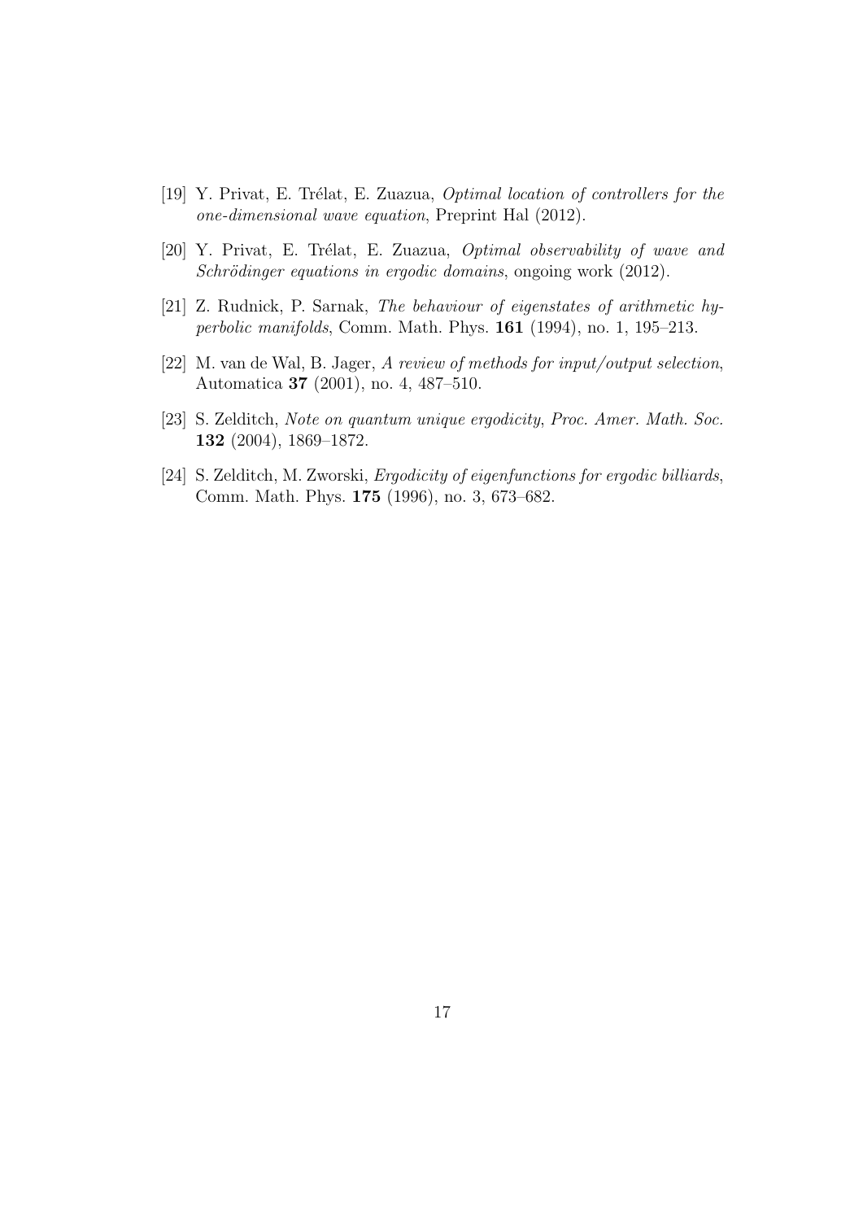[19] Y. Privat, E. Trélat, E. Zuazua, *Optimal location of controllers for the one-dimensional wave equation*, Preprint Hal (2012).

[20] Y. Privat, E. Trélat, E. Zuazua, *Optimal observability of wave and Schrödinger equations in ergodic domains*, ongoing work (2012).

[21] Z. Rudnick, P. Sarnak, *The behaviour of eigenstates of arithmetic hyperbolic manifolds*, Comm. Math. Phys. **161** (1994), no. 1, 195–213.

[22] M. van de Wal, B. Jager, *A review of methods for input/output selection*, Automatica **37** (2001), no. 4, 487–510.

[23] S. Zelditch, *Note on quantum unique ergodicity*, *Proc. Amer. Math. Soc.* **132** (2004), 1869–1872.

[24] S. Zelditch, M. Zworski, *Ergodicity of eigenfunctions for ergodic billiards*, Comm. Math. Phys. **175** (1996), no. 3, 673–682.